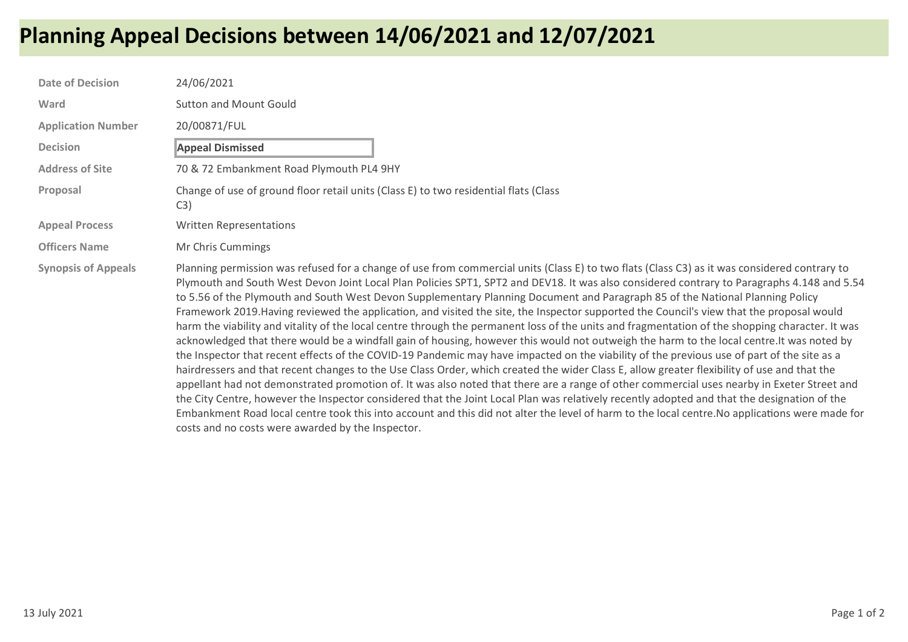# Planning Appeal Decisions between 14/06/2021 and 12/07/2021

| | |
|---|---|
| **Date of Decision** | 24/06/2021 |
| **Ward** | Sutton and Mount Gould |
| **Application Number** | 20/00871/FUL |
| **Decision** | **Appeal Dismissed** |
| **Address of Site** | 70 & 72 Embankment Road Plymouth PL4 9HY |
| **Proposal** | Change of use of ground floor retail units (Class E) to two residential flats (Class C3) |
| **Appeal Process** | Written Representations |
| **Officers Name** | Mr Chris Cummings |
| **Synopsis of Appeals** | Planning permission was refused for a change of use from commercial units (Class E) to two flats (Class C3) as it was considered contrary to Plymouth and South West Devon Joint Local Plan Policies SPT1, SPT2 and DEV18. It was also considered contrary to Paragraphs 4.148 and 5.54 to 5.56 of the Plymouth and South West Devon Supplementary Planning Document and Paragraph 85 of the National Planning Policy Framework 2019.Having reviewed the application, and visited the site, the Inspector supported the Council's view that the proposal would harm the viability and vitality of the local centre through the permanent loss of the units and fragmentation of the shopping character. It was acknowledged that there would be a windfall gain of housing, however this would not outweigh the harm to the local centre.It was noted by the Inspector that recent effects of the COVID-19 Pandemic may have impacted on the viability of the previous use of part of the site as a hairdressers and that recent changes to the Use Class Order, which created the wider Class E, allow greater flexibility of use and that the appellant had not demonstrated promotion of. It was also noted that there are a range of other commercial uses nearby in Exeter Street and the City Centre, however the Inspector considered that the Joint Local Plan was relatively recently adopted and that the designation of the Embankment Road local centre took this into account and this did not alter the level of harm to the local centre.No applications were made for costs and no costs were awarded by the Inspector. |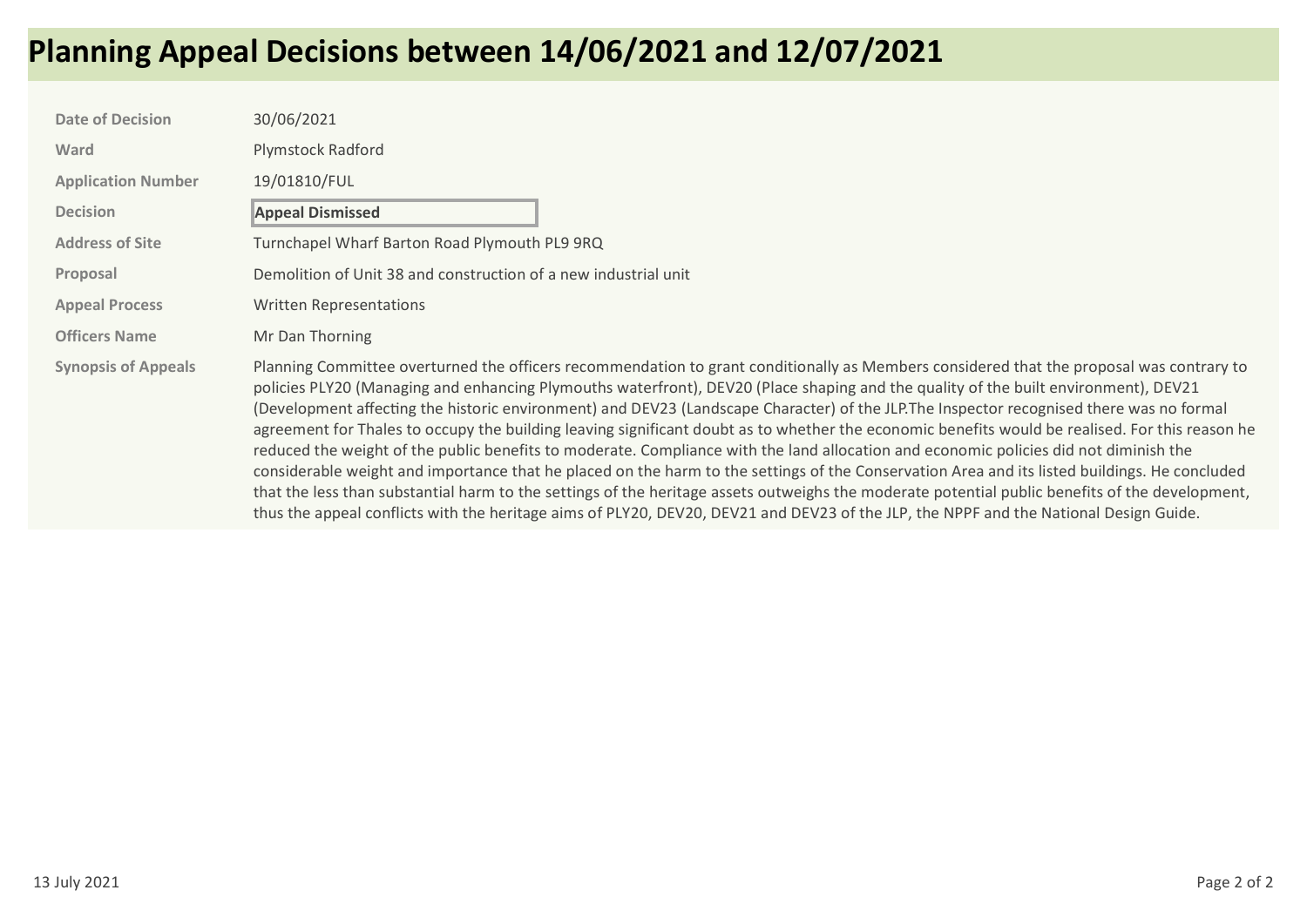# Planning Appeal Decisions between 14/06/2021 and 12/07/2021

| | |
|---|---|
| **Date of Decision** | 30/06/2021 |
| **Ward** | Plymstock Radford |
| **Application Number** | 19/01810/FUL |
| **Decision** | **Appeal Dismissed** |
| **Address of Site** | Turnchapel Wharf Barton Road Plymouth PL9 9RQ |
| **Proposal** | Demolition of Unit 38 and construction of a new industrial unit |
| **Appeal Process** | Written Representations |
| **Officers Name** | Mr Dan Thorning |
| **Synopsis of Appeals** | Planning Committee overturned the officers recommendation to grant conditionally as Members considered that the proposal was contrary to policies PLY20 (Managing and enhancing Plymouths waterfront), DEV20 (Place shaping and the quality of the built environment), DEV21 (Development affecting the historic environment) and DEV23 (Landscape Character) of the JLP.The Inspector recognised there was no formal agreement for Thales to occupy the building leaving significant doubt as to whether the economic benefits would be realised. For this reason he reduced the weight of the public benefits to moderate. Compliance with the land allocation and economic policies did not diminish the considerable weight and importance that he placed on the harm to the settings of the Conservation Area and its listed buildings. He concluded that the less than substantial harm to the settings of the heritage assets outweighs the moderate potential public benefits of the development, thus the appeal conflicts with the heritage aims of PLY20, DEV20, DEV21 and DEV23 of the JLP, the NPPF and the National Design Guide. |

13 July 2021